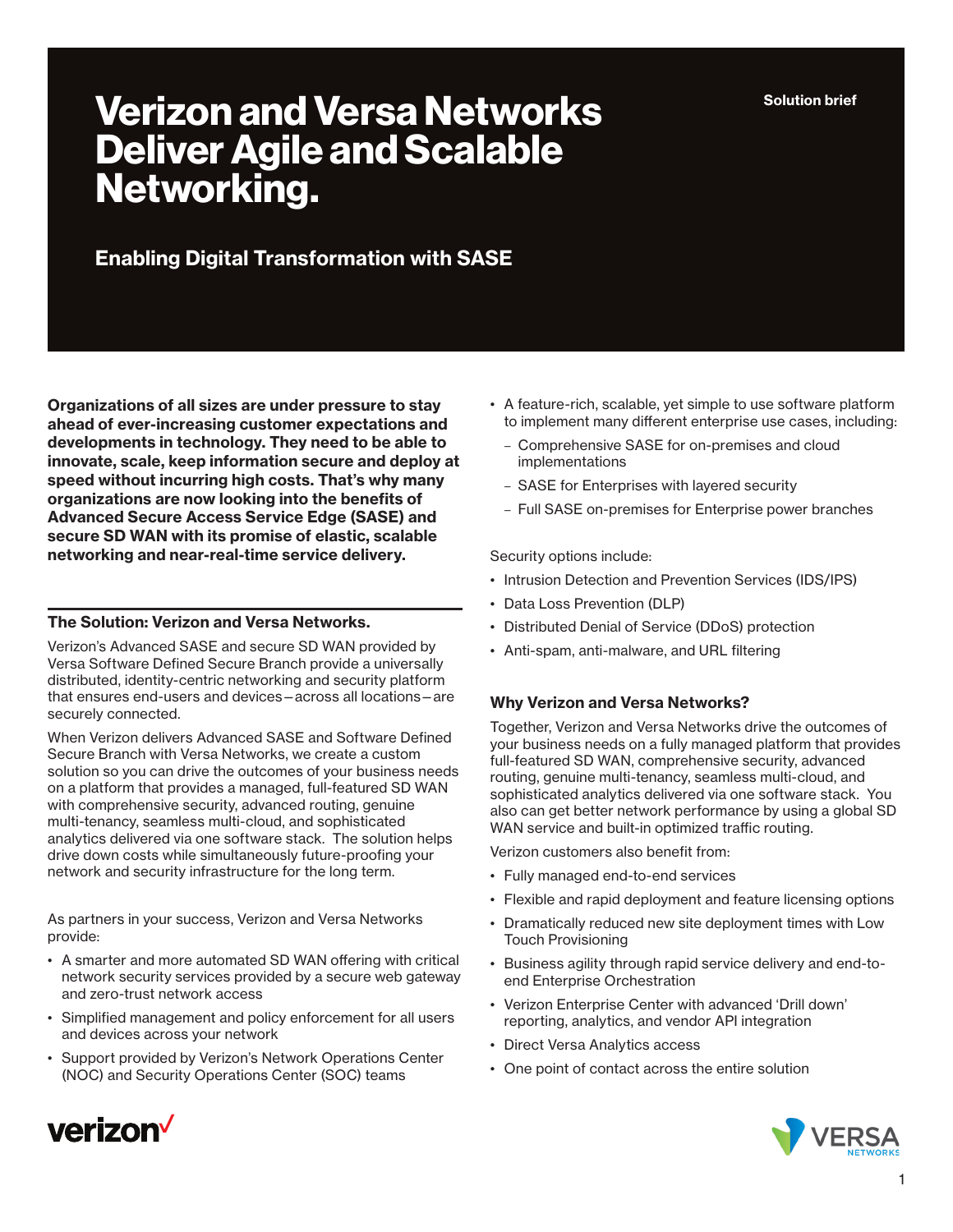Solution brief

# Verizon and Versa Networks Deliver Agile and Scalable Networking.

## Enabling Digital Transformation with SASE

**Organizations of all sizes are under pressure to stay ahead of ever-increasing customer expectations and developments in technology. They need to be able to innovate, scale, keep information secure and deploy at speed without incurring high costs. That's why many organizations are now looking into the benefits of Advanced Secure Access Service Edge (SASE) and secure SD WAN with its promise of elastic, scalable networking and near-real-time service delivery.**

### The Solution: Verizon and Versa Networks.

Verizon's Advanced SASE and secure SD WAN provided by Versa Software Defined Secure Branch provide a universally distributed, identity-centric networking and security platform that ensures end-users and devices – across all locations – are securely connected.

When Verizon delivers Advanced SASE and Software Defined Secure Branch with Versa Networks, we create a custom solution so you can drive the outcomes of your business needs on a platform that provides a managed, full-featured SD WAN with comprehensive security, advanced routing, genuine multi-tenancy, seamless multi-cloud, and sophisticated analytics delivered via one software stack. The solution helps drive down costs while simultaneously future-proofing your network and security infrastructure for the long term.

As partners in your success, Verizon and Versa Networks provide:

- A smarter and more automated SD WAN offering with critical network security services provided by a secure web gateway and zero-trust network access
- Simplified management and policy enforcement for all users and devices across your network
- Support provided by Verizon's Network Operations Center (NOC) and Security Operations Center (SOC) teams
- A feature-rich, scalable, yet simple to use software platform to implement many different enterprise use cases, including:
  - Comprehensive SASE for on-premises and cloud implementations
  - SASE for Enterprises with layered security
  - Full SASE on-premises for Enterprise power branches

Security options include:

- Intrusion Detection and Prevention Services (IDS/IPS)
- Data Loss Prevention (DLP)
- Distributed Denial of Service (DDoS) protection
- Anti-spam, anti-malware, and URL filtering

### Why Verizon and Versa Networks?

Together, Verizon and Versa Networks drive the outcomes of your business needs on a fully managed platform that provides full-featured SD WAN, comprehensive security, advanced routing, genuine multi-tenancy, seamless multi-cloud, and sophisticated analytics delivered via one software stack. You also can get better network performance by using a global SD WAN service and built-in optimized traffic routing.

Verizon customers also benefit from:

- Fully managed end-to-end services
- Flexible and rapid deployment and feature licensing options
- Dramatically reduced new site deployment times with Low Touch Provisioning
- Business agility through rapid service delivery and end-to-end Enterprise Orchestration
- Verizon Enterprise Center with advanced 'Drill down' reporting, analytics, and vendor API integration
- Direct Versa Analytics access
- One point of contact across the entire solution

verizon

VERSA NETWORKS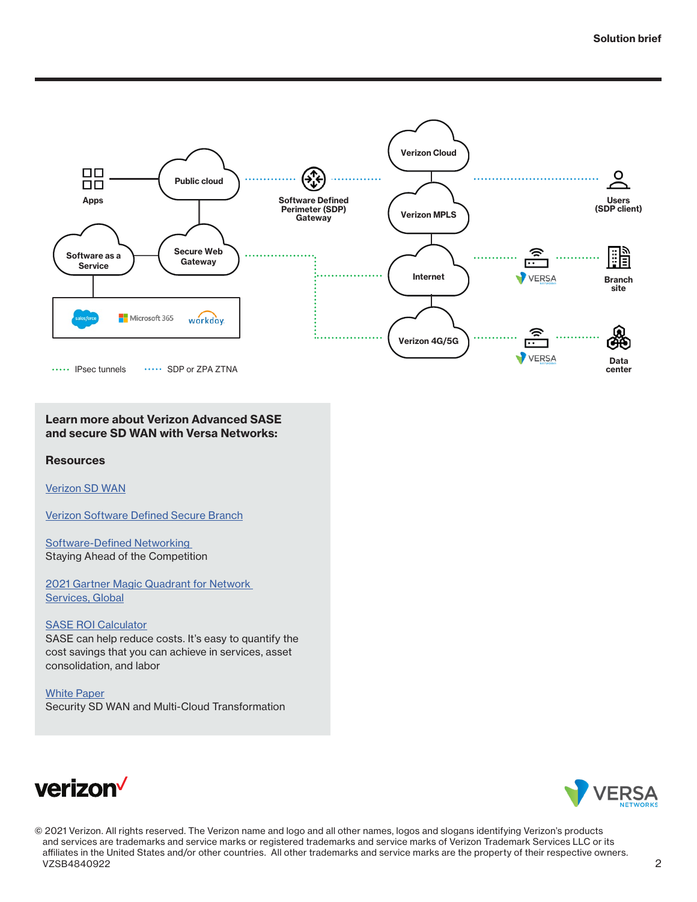Apps

Public cloud

Software Defined Perimeter (SDP) Gateway

Verizon Cloud

Users (SDP client)

Verizon MPLS

Software as a Service

Secure Web Gateway

Internet

VERSA

Branch site

salesforce

Microsoft 365

workday

Verizon 4G/5G

VERSA

Data center

IPsec tunnels

SDP or ZPA ZTNA

**Learn more about Verizon Advanced SASE and secure SD WAN with Versa Networks:**

**Resources**

Verizon SD WAN

Verizon Software Defined Secure Branch

Software-Defined Networking
Staying Ahead of the Competition

2021 Gartner Magic Quadrant for Network Services, Global

SASE ROI Calculator
SASE can help reduce costs. It's easy to quantify the cost savings that you can achieve in services, asset consolidation, and labor

White Paper
Security SD WAN and Multi-Cloud Transformation

© 2021 Verizon. All rights reserved. The Verizon name and logo and all other names, logos and slogans identifying Verizon's products and services are trademarks and service marks or registered trademarks and service marks of Verizon Trademark Services LLC or its affiliates in the United States and/or other countries. All other trademarks and service marks are the property of their respective owners.
VZSB4840922